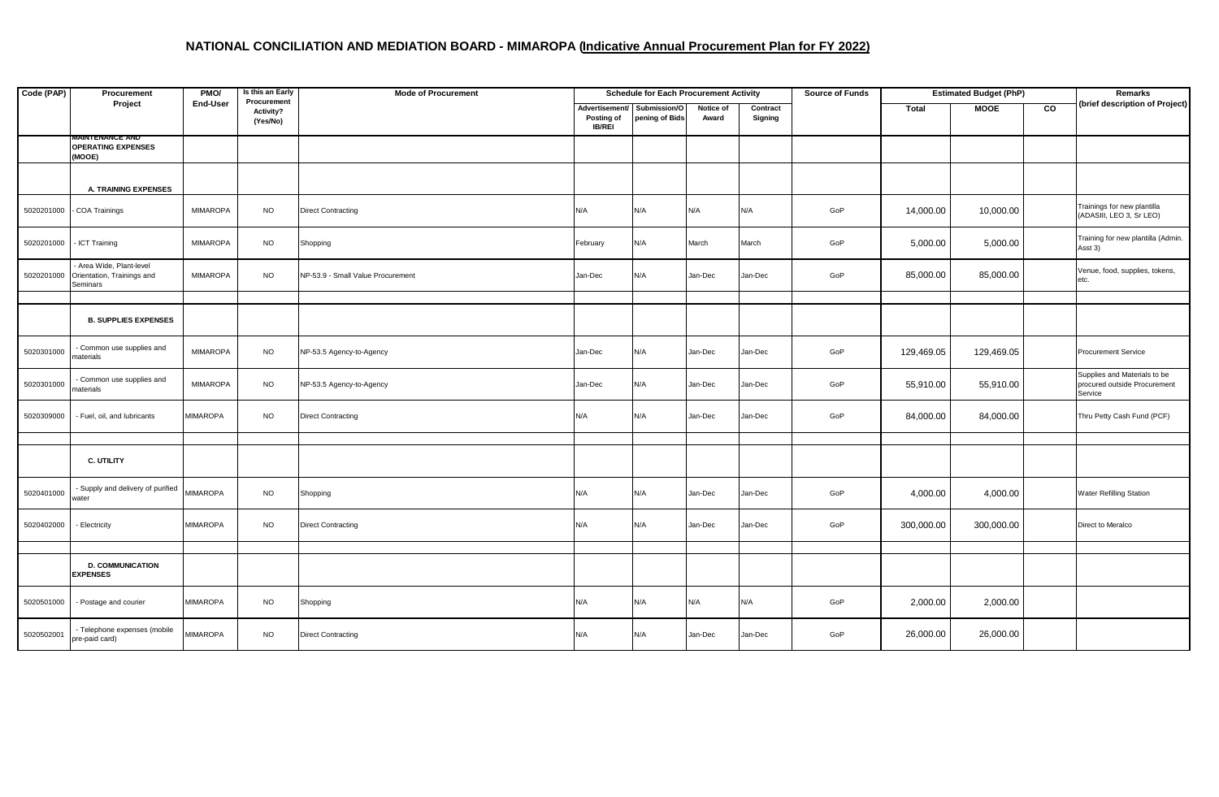# NATIONAL CONCILIATION AND MEDIATION BOARD - MIMAROPA (Indicative Annual Procurement Plan for FY 2022)

| Code (PAP) | Procurement Project | PMO/ End-User | Is this an Early Procurement Activity? (Yes/No) | Mode of Procurement | Schedule for Each Procurement Activity | | | | Source of Funds | Estimated Budget (PhP) | | | Remarks (brief description of Project) |
|---|---|---|---|---|---|---|---|---|---|---|---|---|---|
| | | | | | Advertisement/ Posting of IB/REI | Submission/Opening of Bids | Notice of Award | Contract Signing | | Total | MOOE | CO | |
| | **MAINTENANCE AND OPERATING EXPENSES (MOOE)** | | | | | | | | | | | | |
| | **A. TRAINING EXPENSES** | | | | | | | | | | | | |
| 5020201000 | - COA Trainings | MIMAROPA | NO | Direct Contracting | N/A | N/A | N/A | N/A | GoP | 14,000.00 | 10,000.00 | | Trainings for new plantilla (ADASIII, LEO 3, Sr LEO) |
| 5020201000 | - ICT Training | MIMAROPA | NO | Shopping | February | N/A | March | March | GoP | 5,000.00 | 5,000.00 | | Training for new plantilla (Admin. Asst 3) |
| 5020201000 | - Area Wide, Plant-level Orientation, Trainings and Seminars | MIMAROPA | NO | NP-53.9 - Small Value Procurement | Jan-Dec | N/A | Jan-Dec | Jan-Dec | GoP | 85,000.00 | 85,000.00 | | Venue, food, supplies, tokens, etc. |
| | **B. SUPPLIES EXPENSES** | | | | | | | | | | | | |
| 5020301000 | - Common use supplies and materials | MIMAROPA | NO | NP-53.5 Agency-to-Agency | Jan-Dec | N/A | Jan-Dec | Jan-Dec | GoP | 129,469.05 | 129,469.05 | | Procurement Service |
| 5020301000 | - Common use supplies and materials | MIMAROPA | NO | NP-53.5 Agency-to-Agency | Jan-Dec | N/A | Jan-Dec | Jan-Dec | GoP | 55,910.00 | 55,910.00 | | Supplies and Materials to be procured outside Procurement Service |
| 5020309000 | - Fuel, oil, and lubricants | MIMAROPA | NO | Direct Contracting | N/A | N/A | Jan-Dec | Jan-Dec | GoP | 84,000.00 | 84,000.00 | | Thru Petty Cash Fund (PCF) |
| | **C. UTILITY** | | | | | | | | | | | | |
| 5020401000 | - Supply and delivery of purified water | MIMAROPA | NO | Shopping | N/A | N/A | Jan-Dec | Jan-Dec | GoP | 4,000.00 | 4,000.00 | | Water Refilling Station |
| 5020402000 | - Electricity | MIMAROPA | NO | Direct Contracting | N/A | N/A | Jan-Dec | Jan-Dec | GoP | 300,000.00 | 300,000.00 | | Direct to Meralco |
| | **D. COMMUNICATION EXPENSES** | | | | | | | | | | | | |
| 5020501000 | - Postage and courier | MIMAROPA | NO | Shopping | N/A | N/A | N/A | N/A | GoP | 2,000.00 | 2,000.00 | | |
| 5020502001 | - Telephone expenses (mobile pre-paid card) | MIMAROPA | NO | Direct Contracting | N/A | N/A | Jan-Dec | Jan-Dec | GoP | 26,000.00 | 26,000.00 | | |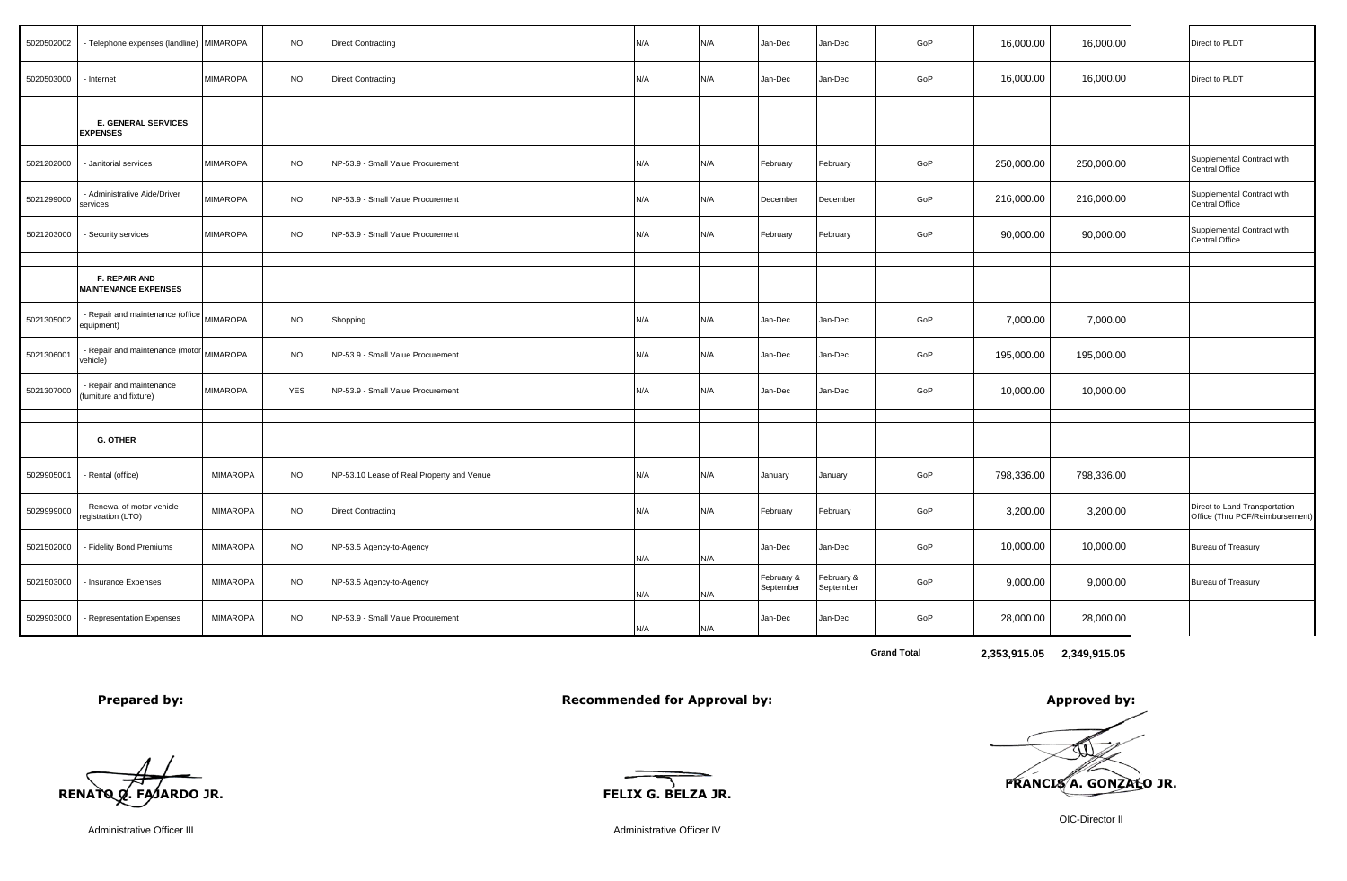| | | | | | | | | | | | | | |
|---|---|---|---|---|---|---|---|---|---|---|---|---|---|
| 5020502002 | - Telephone expenses (landline) | MIMAROPA | NO | Direct Contracting | N/A | N/A | Jan-Dec | Jan-Dec | GoP | 16,000.00 | 16,000.00 | | Direct to PLDT |
| 5020503000 | - Internet | MIMAROPA | NO | Direct Contracting | N/A | N/A | Jan-Dec | Jan-Dec | GoP | 16,000.00 | 16,000.00 | | Direct to PLDT |
| | | | | | | | | | | | | | |
| | **E. GENERAL SERVICES EXPENSES** | | | | | | | | | | | | |
| 5021202000 | - Janitorial services | MIMAROPA | NO | NP-53.9 - Small Value Procurement | N/A | N/A | February | February | GoP | 250,000.00 | 250,000.00 | | Supplemental Contract with Central Office |
| 5021299000 | - Administrative Aide/Driver services | MIMAROPA | NO | NP-53.9 - Small Value Procurement | N/A | N/A | December | December | GoP | 216,000.00 | 216,000.00 | | Supplemental Contract with Central Office |
| 5021203000 | - Security services | MIMAROPA | NO | NP-53.9 - Small Value Procurement | N/A | N/A | February | February | GoP | 90,000.00 | 90,000.00 | | Supplemental Contract with Central Office |
| | | | | | | | | | | | | | |
| | **F. REPAIR AND MAINTENANCE EXPENSES** | | | | | | | | | | | | |
| 5021305002 | - Repair and maintenance (office equipment) | MIMAROPA | NO | Shopping | N/A | N/A | Jan-Dec | Jan-Dec | GoP | 7,000.00 | 7,000.00 | | |
| 5021306001 | - Repair and maintenance (motor vehicle) | MIMAROPA | NO | NP-53.9 - Small Value Procurement | N/A | N/A | Jan-Dec | Jan-Dec | GoP | 195,000.00 | 195,000.00 | | |
| 5021307000 | - Repair and maintenance (furniture and fixture) | MIMAROPA | YES | NP-53.9 - Small Value Procurement | N/A | N/A | Jan-Dec | Jan-Dec | GoP | 10,000.00 | 10,000.00 | | |
| | | | | | | | | | | | | | |
| | **G. OTHER** | | | | | | | | | | | | |
| 5029905001 | - Rental (office) | MIMAROPA | NO | NP-53.10 Lease of Real Property and Venue | N/A | N/A | January | January | GoP | 798,336.00 | 798,336.00 | | |
| 5029999000 | - Renewal of motor vehicle registration (LTO) | MIMAROPA | NO | Direct Contracting | N/A | N/A | February | February | GoP | 3,200.00 | 3,200.00 | | Direct to Land Transportation Office (Thru PCF/Reimbursement) |
| 5021502000 | - Fidelity Bond Premiums | MIMAROPA | NO | NP-53.5 Agency-to-Agency | N/A | N/A | Jan-Dec | Jan-Dec | GoP | 10,000.00 | 10,000.00 | | Bureau of Treasury |
| 5021503000 | - Insurance Expenses | MIMAROPA | NO | NP-53.5 Agency-to-Agency | N/A | N/A | February & September | February & September | GoP | 9,000.00 | 9,000.00 | | Bureau of Treasury |
| 5029903000 | - Representation Expenses | MIMAROPA | NO | NP-53.9 - Small Value Procurement | N/A | N/A | Jan-Dec | Jan-Dec | GoP | 28,000.00 | 28,000.00 | | |
| | | | | | | | | | **Grand Total** | **2,353,915.05** | **2,349,915.05** | | |

**Prepared by:**

**RENATO Q. FAJARDO JR.**
Administrative Officer III

**Recommended for Approval by:**

**FELIX G. BELZA JR.**
Administrative Officer IV

**Approved by:**

**FRANCIS A. GONZALO JR.**
OIC-Director II